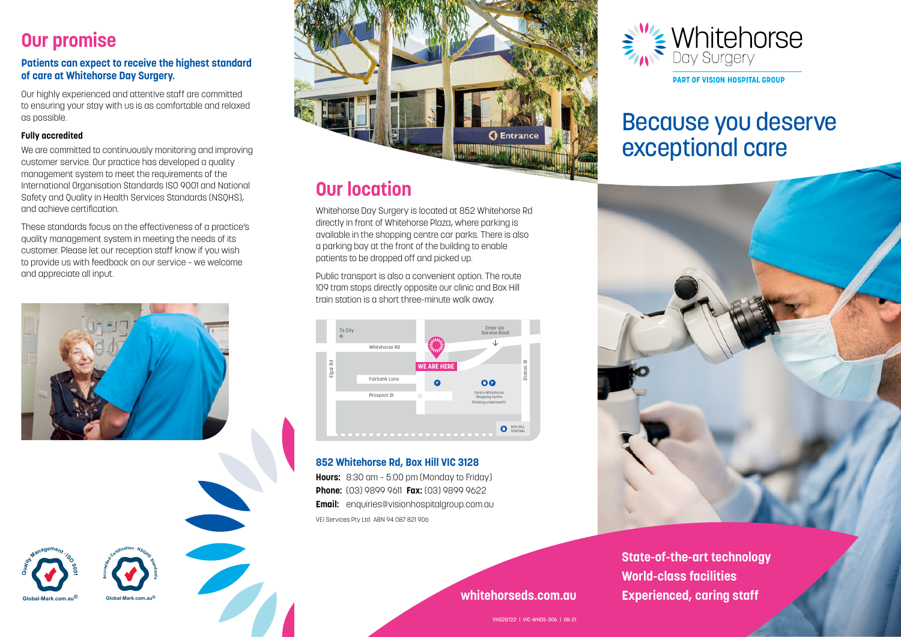## Our promise

**Patients can expect to receive the highest standard of care at Whitehorse Day Surgery.**

Our highly experienced and attentive staff are committed to ensuring your stay with us is as comfortable and relaxed as possible.

**Fully accredited**

We are committed to continuously monitoring and improving customer service. Our practice has developed a quality management system to meet the requirements of the International Organisation Standards ISO 9001 and National Safety and Quality in Health Services Standards (NSQHS), and achieve certification.

These standards focus on the effectiveness of a practice's quality management system in meeting the needs of its customer. Please let our reception staff know if you wish to provide us with feedback on our service – we welcome and appreciate all input.

Quality Management · ISO 9001 Global-Mark.com.au®

Accredited Certification · NSQHS Standards Global-Mark.com.au®

Entrance

## Our location

Whitehorse Day Surgery is located at 852 Whitehorse Rd directly in front of Whitehorse Plaza, where parking is available in the shopping centre car parks. There is also a parking bay at the front of the building to enable patients to be dropped off and picked up.

Public transport is also a convenient option. The route 109 tram stops directly opposite our clinic and Box Hill train station is a short three-minute walk away.

To City · Whitehorse Rd · Enter via Service Road · WE ARE HERE · Elgar Rd · Fairbank Lane · Prospect St · Station St · Centro Whitehorse Shopping Centre (Parking underneath) · BOX HILL CENTRAL

**852 Whitehorse Rd, Box Hill VIC 3128**

**Hours:** 8:30 am – 5:00 pm (Monday to Friday)
**Phone:** (03) 9899 9611 **Fax:** (03) 9899 9622
**Email:** enquiries@visionhospitalgroup.com.au

VEI Services Pty Ltd ABN 94 087 821 906

**whitehorseds.com.au**

VHG28722 | VIC-WHDS-306 | 08-21

# Whitehorse Day Surgery

**PART OF VISION HOSPITAL GROUP**

# Because you deserve exceptional care

**State-of-the-art technology**
**World-class facilities**
**Experienced, caring staff**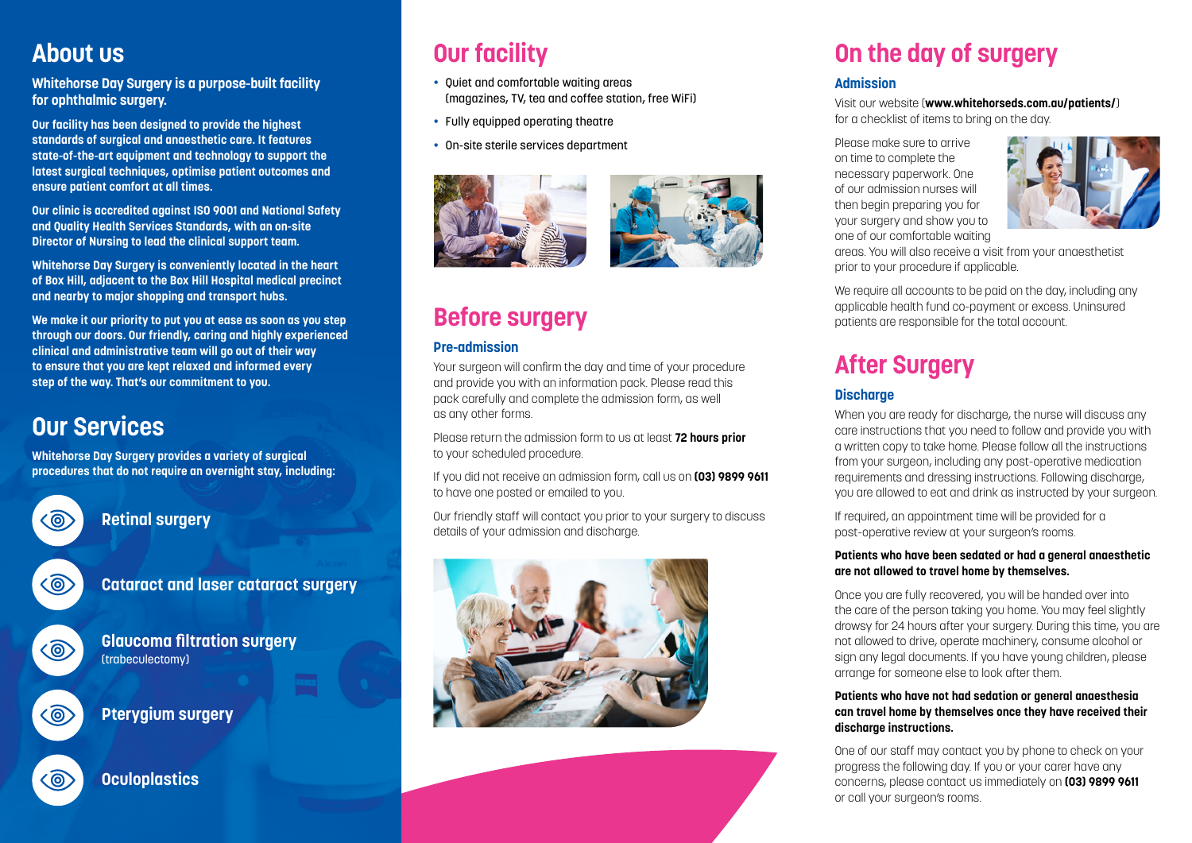## About us

**Whitehorse Day Surgery is a purpose-built facility for ophthalmic surgery.**

**Our facility has been designed to provide the highest standards of surgical and anaesthetic care. It features state-of-the-art equipment and technology to support the latest surgical techniques, optimise patient outcomes and ensure patient comfort at all times.**

**Our clinic is accredited against ISO 9001 and National Safety and Quality Health Services Standards, with an on-site Director of Nursing to lead the clinical support team.**

**Whitehorse Day Surgery is conveniently located in the heart of Box Hill, adjacent to the Box Hill Hospital medical precinct and nearby to major shopping and transport hubs.**

**We make it our priority to put you at ease as soon as you step through our doors. Our friendly, caring and highly experienced clinical and administrative team will go out of their way to ensure that you are kept relaxed and informed every step of the way. That's our commitment to you.**

## Our Services

**Whitehorse Day Surgery provides a variety of surgical procedures that do not require an overnight stay, including:**

- **Retinal surgery**
- **Cataract and laser cataract surgery**
- **Glaucoma filtration surgery** (trabeculectomy)
- **Pterygium surgery**
- **Oculoplastics**

## Our facility

- Quiet and comfortable waiting areas (magazines, TV, tea and coffee station, free WiFi)
- Fully equipped operating theatre
- On-site sterile services department

## Before surgery

### Pre-admission

Your surgeon will confirm the day and time of your procedure and provide you with an information pack. Please read this pack carefully and complete the admission form, as well as any other forms.

Please return the admission form to us at least **72 hours prior** to your scheduled procedure.

If you did not receive an admission form, call us on **(03) 9899 9611** to have one posted or emailed to you.

Our friendly staff will contact you prior to your surgery to discuss details of your admission and discharge.

## On the day of surgery

### Admission

Visit our website (**www.whitehorseds.com.au/patients/**) for a checklist of items to bring on the day.

Please make sure to arrive on time to complete the necessary paperwork. One of our admission nurses will then begin preparing you for your surgery and show you to one of our comfortable waiting areas. You will also receive a visit from your anaesthetist prior to your procedure if applicable.

We require all accounts to be paid on the day, including any applicable health fund co-payment or excess. Uninsured patients are responsible for the total account.

## After Surgery

### Discharge

When you are ready for discharge, the nurse will discuss any care instructions that you need to follow and provide you with a written copy to take home. Please follow all the instructions from your surgeon, including any post-operative medication requirements and dressing instructions. Following discharge, you are allowed to eat and drink as instructed by your surgeon.

If required, an appointment time will be provided for a post-operative review at your surgeon's rooms.

**Patients who have been sedated or had a general anaesthetic are not allowed to travel home by themselves.**

Once you are fully recovered, you will be handed over into the care of the person taking you home. You may feel slightly drowsy for 24 hours after your surgery. During this time, you are not allowed to drive, operate machinery, consume alcohol or sign any legal documents. If you have young children, please arrange for someone else to look after them.

**Patients who have not had sedation or general anaesthesia can travel home by themselves once they have received their discharge instructions.**

One of our staff may contact you by phone to check on your progress the following day. If you or your carer have any concerns, please contact us immediately on **(03) 9899 9611** or call your surgeon's rooms.